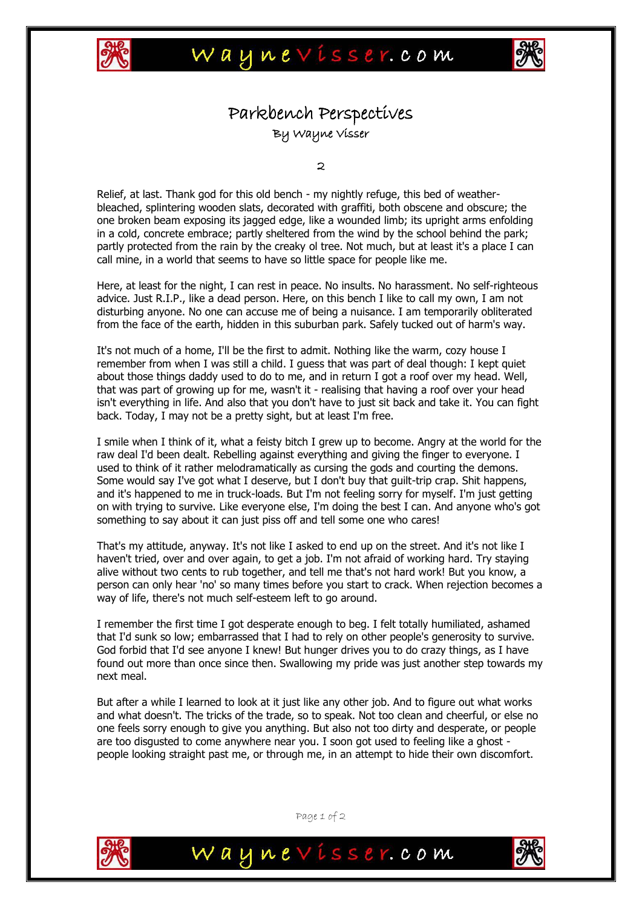# Parkbench Perspectives

By Wayne Visser

2

Relief, at last. Thank god for this old bench - my nightly refuge, this bed of weather-bleached, splintering wooden slats, decorated with graffiti, both obscene and obscure; the one broken beam exposing its jagged edge, like a wounded limb; its upright arms enfolding in a cold, concrete embrace; partly sheltered from the wind by the school behind the park; partly protected from the rain by the creaky ol tree. Not much, but at least it's a place I can call mine, in a world that seems to have so little space for people like me.

Here, at least for the night, I can rest in peace. No insults. No harassment. No self-righteous advice. Just R.I.P., like a dead person. Here, on this bench I like to call my own, I am not disturbing anyone. No one can accuse me of being a nuisance. I am temporarily obliterated from the face of the earth, hidden in this suburban park. Safely tucked out of harm's way.

It's not much of a home, I'll be the first to admit. Nothing like the warm, cozy house I remember from when I was still a child. I guess that was part of deal though: I kept quiet about those things daddy used to do to me, and in return I got a roof over my head. Well, that was part of growing up for me, wasn't it - realising that having a roof over your head isn't everything in life. And also that you don't have to just sit back and take it. You can fight back. Today, I may not be a pretty sight, but at least I'm free.

I smile when I think of it, what a feisty bitch I grew up to become. Angry at the world for the raw deal I'd been dealt. Rebelling against everything and giving the finger to everyone. I used to think of it rather melodramatically as cursing the gods and courting the demons. Some would say I've got what I deserve, but I don't buy that guilt-trip crap. Shit happens, and it's happened to me in truck-loads. But I'm not feeling sorry for myself. I'm just getting on with trying to survive. Like everyone else, I'm doing the best I can. And anyone who's got something to say about it can just piss off and tell some one who cares!

That's my attitude, anyway. It's not like I asked to end up on the street. And it's not like I haven't tried, over and over again, to get a job. I'm not afraid of working hard. Try staying alive without two cents to rub together, and tell me that's not hard work! But you know, a person can only hear 'no' so many times before you start to crack. When rejection becomes a way of life, there's not much self-esteem left to go around.

I remember the first time I got desperate enough to beg. I felt totally humiliated, ashamed that I'd sunk so low; embarrassed that I had to rely on other people's generosity to survive. God forbid that I'd see anyone I knew! But hunger drives you to do crazy things, as I have found out more than once since then. Swallowing my pride was just another step towards my next meal.

But after a while I learned to look at it just like any other job. And to figure out what works and what doesn't. The tricks of the trade, so to speak. Not too clean and cheerful, or else no one feels sorry enough to give you anything. But also not too dirty and desperate, or people are too disgusted to come anywhere near you. I soon got used to feeling like a ghost - people looking straight past me, or through me, in an attempt to hide their own discomfort.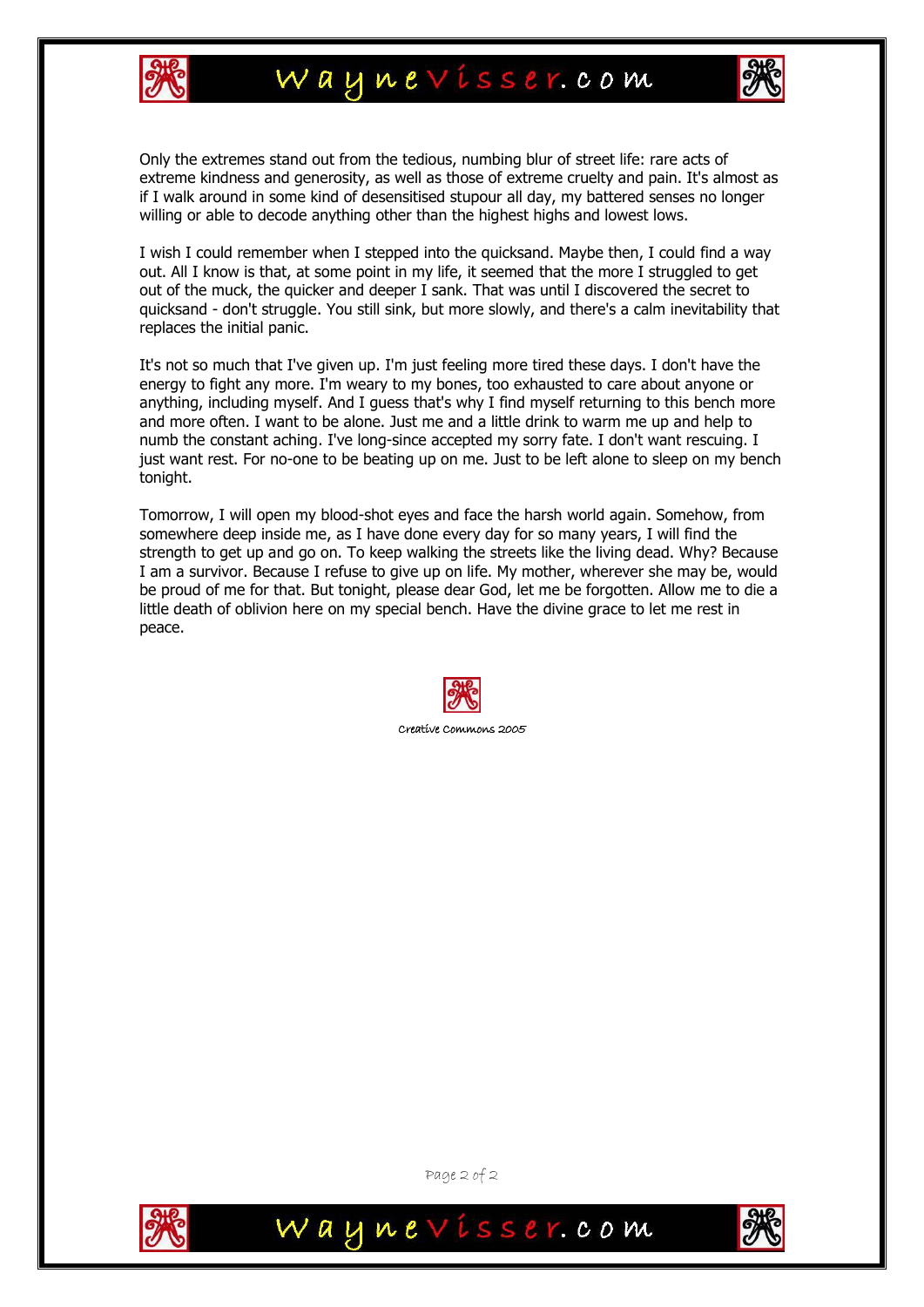Only the extremes stand out from the tedious, numbing blur of street life: rare acts of extreme kindness and generosity, as well as those of extreme cruelty and pain. It's almost as if I walk around in some kind of desensitised stupour all day, my battered senses no longer willing or able to decode anything other than the highest highs and lowest lows.

I wish I could remember when I stepped into the quicksand. Maybe then, I could find a way out. All I know is that, at some point in my life, it seemed that the more I struggled to get out of the muck, the quicker and deeper I sank. That was until I discovered the secret to quicksand - don't struggle. You still sink, but more slowly, and there's a calm inevitability that replaces the initial panic.

It's not so much that I've given up. I'm just feeling more tired these days. I don't have the energy to fight any more. I'm weary to my bones, too exhausted to care about anyone or anything, including myself. And I guess that's why I find myself returning to this bench more and more often. I want to be alone. Just me and a little drink to warm me up and help to numb the constant aching. I've long-since accepted my sorry fate. I don't want rescuing. I just want rest. For no-one to be beating up on me. Just to be left alone to sleep on my bench tonight.

Tomorrow, I will open my blood-shot eyes and face the harsh world again. Somehow, from somewhere deep inside me, as I have done every day for so many years, I will find the strength to get up and go on. To keep walking the streets like the living dead. Why? Because I am a survivor. Because I refuse to give up on life. My mother, wherever she may be, would be proud of me for that. But tonight, please dear God, let me be forgotten. Allow me to die a little death of oblivion here on my special bench. Have the divine grace to let me rest in peace.

Creative Commons 2005